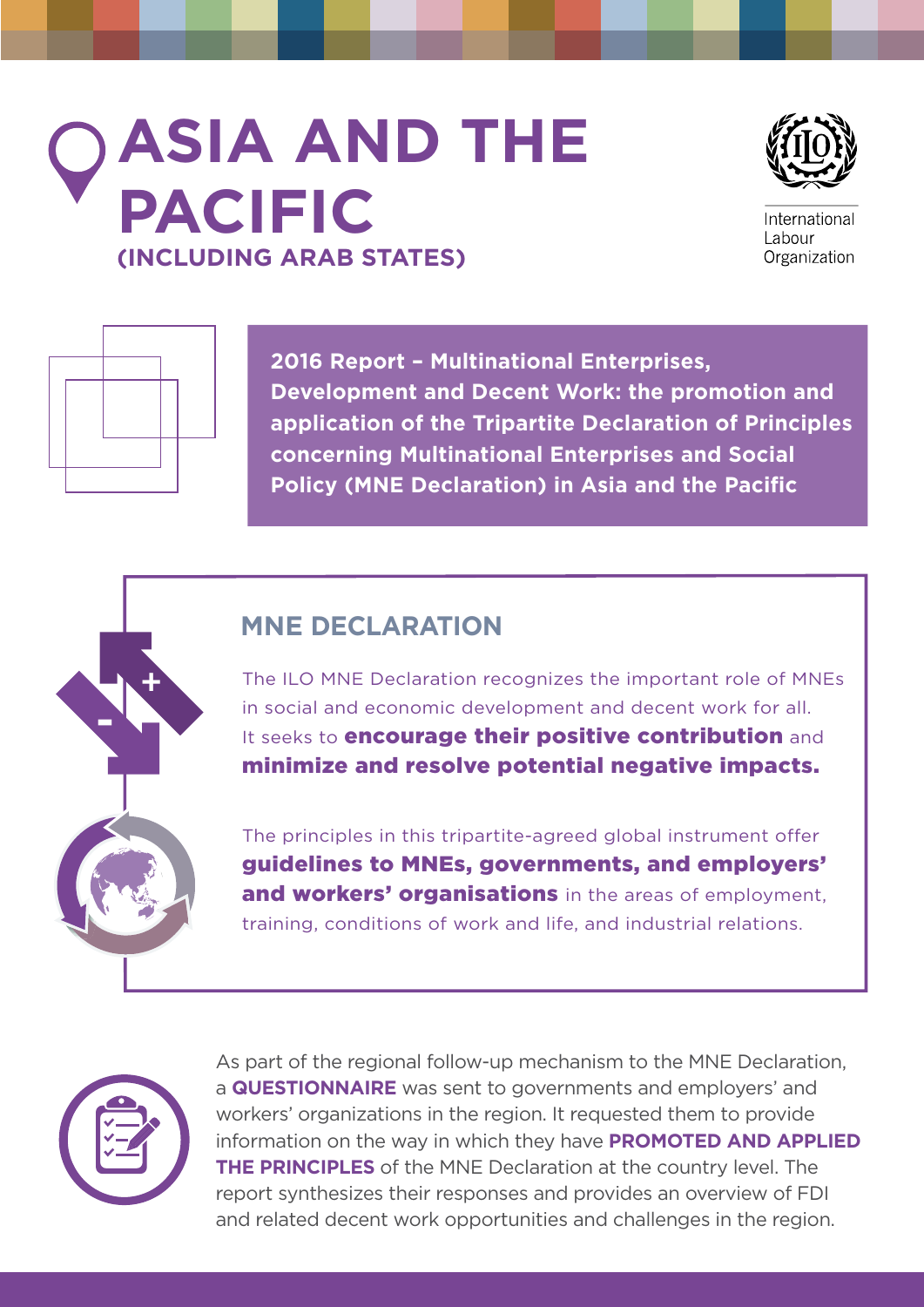# ASIA AND THE PACIFIC

## (INCLUDING ARAB STATES)

International Labour Organization

**2016 Report – Multinational Enterprises, Development and Decent Work: the promotion and application of the Tripartite Declaration of Principles concerning Multinational Enterprises and Social Policy (MNE Declaration) in Asia and the Pacific**

## MNE DECLARATION

The ILO MNE Declaration recognizes the important role of MNEs in social and economic development and decent work for all. It seeks to **encourage their positive contribution** and **minimize and resolve potential negative impacts.**

The principles in this tripartite-agreed global instrument offer **guidelines to MNEs, governments, and employers' and workers' organisations** in the areas of employment, training, conditions of work and life, and industrial relations.

As part of the regional follow-up mechanism to the MNE Declaration, a **QUESTIONNAIRE** was sent to governments and employers' and workers' organizations in the region. It requested them to provide information on the way in which they have **PROMOTED AND APPLIED THE PRINCIPLES** of the MNE Declaration at the country level. The report synthesizes their responses and provides an overview of FDI and related decent work opportunities and challenges in the region.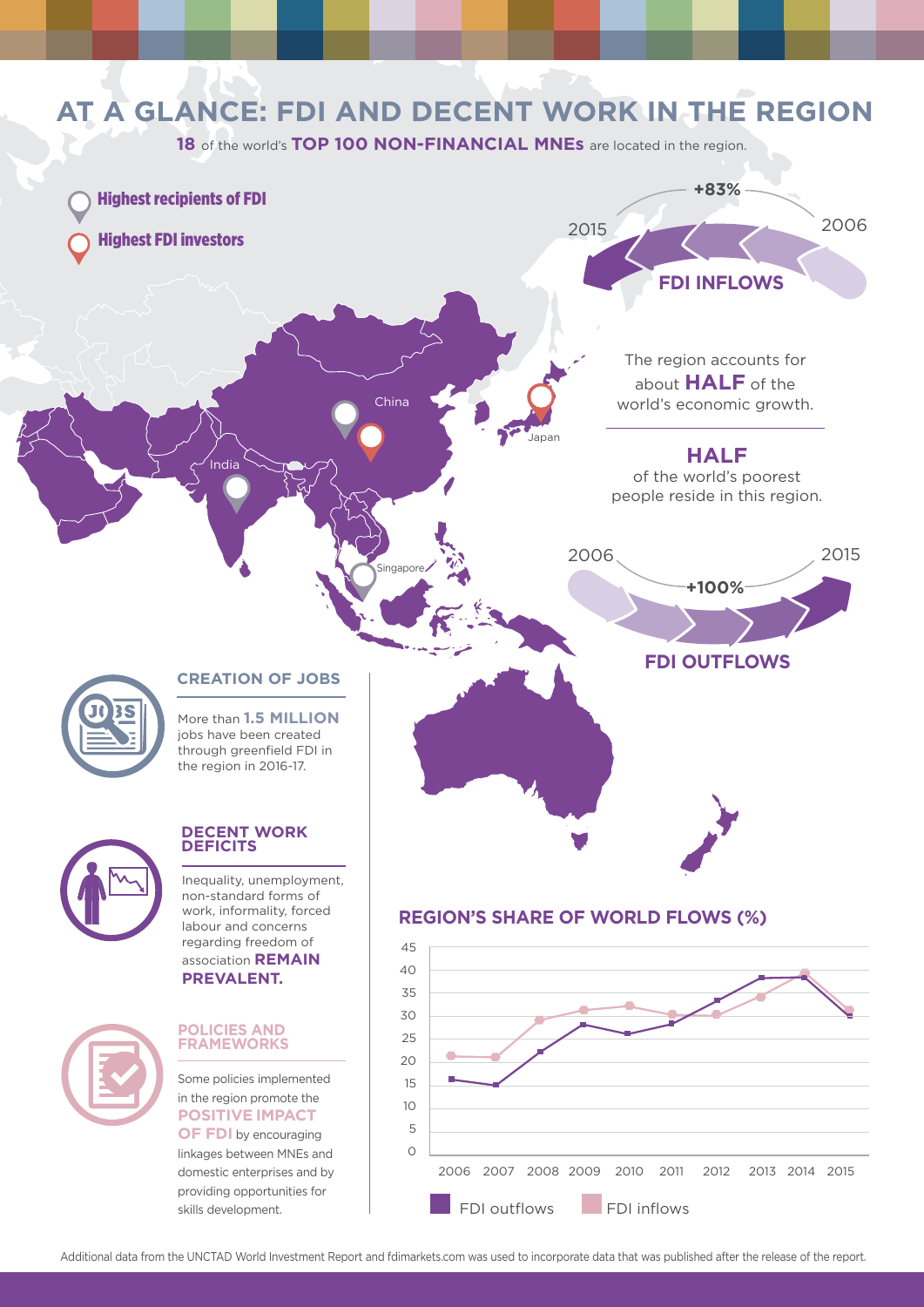# AT A GLANCE: FDI AND DECENT WORK IN THE REGION

**18** of the world's **TOP 100 NON-FINANCIAL MNEs** are located in the region.

- Highest recipients of FDI
- Highest FDI investors

China, India, Singapore, Japan

**FDI INFLOWS**: 2006 – 2015 **+83%**

The region accounts for about **HALF** of the world's economic growth.

**HALF** of the world's poorest people reside in this region.

**FDI OUTFLOWS**: 2006 – 2015 **+100%**

## CREATION OF JOBS

More than **1.5 MILLION** jobs have been created through greenfield FDI in the region in 2016-17.

## DECENT WORK DEFICITS

Inequality, unemployment, non-standard forms of work, informality, forced labour and concerns regarding freedom of association **REMAIN PREVALENT.**

## POLICIES AND FRAMEWORKS

Some policies implemented in the region promote the **POSITIVE IMPACT OF FDI** by encouraging linkages between MNEs and domestic enterprises and by providing opportunities for skills development.

## REGION'S SHARE OF WORLD FLOWS (%)

| Year | FDI outflows | FDI inflows |
|---|---|---|
| 2006 | 16 | 21 |
| 2007 | 15 | 21 |
| 2008 | 22 | 29 |
| 2009 | 28 | 31 |
| 2010 | 26 | 32 |
| 2011 | 28 | 30 |
| 2012 | 33 | 30 |
| 2013 | 38 | 34 |
| 2014 | 38 | 39 |
| 2015 | 30 | 31 |

Additional data from the UNCTAD World Investment Report and fdimarkets.com was used to incorporate data that was published after the release of the report.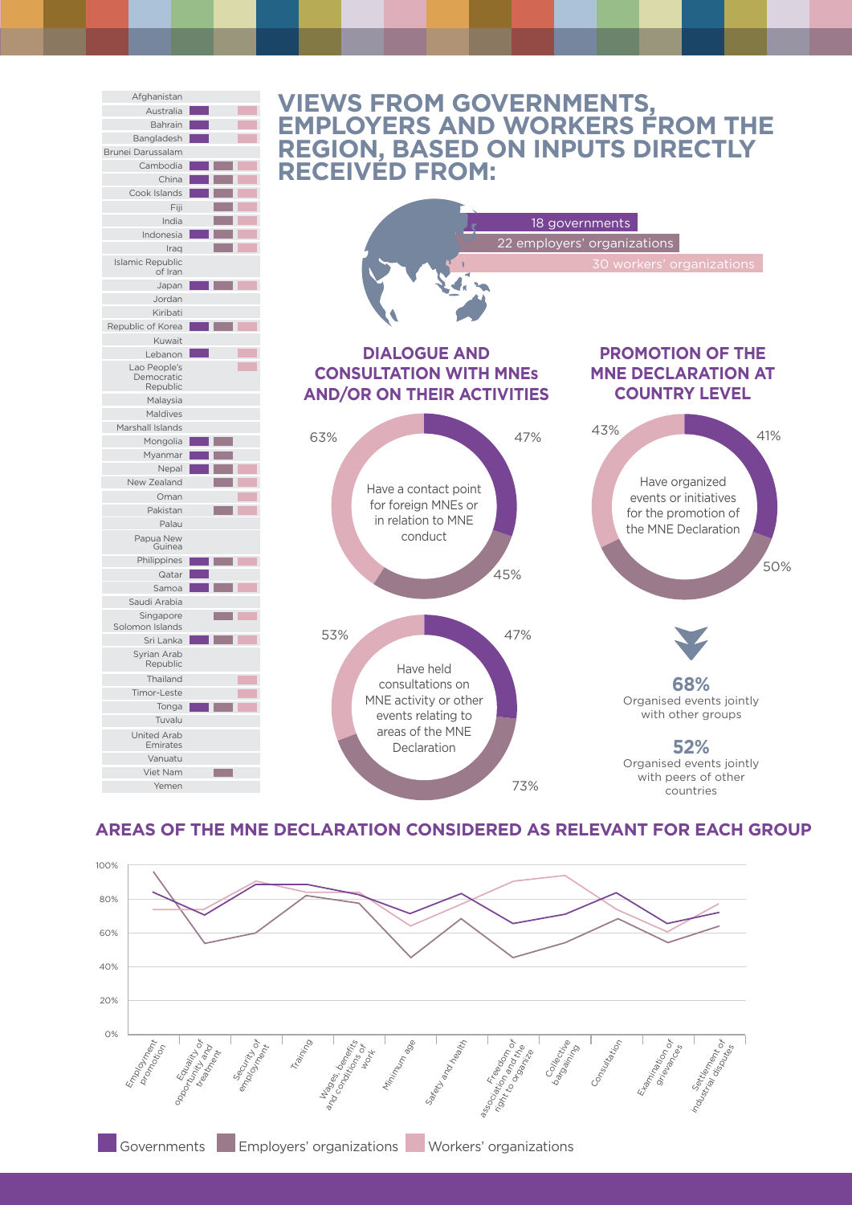# VIEWS FROM GOVERNMENTS, EMPLOYERS AND WORKERS FROM THE REGION, BASED ON INPUTS DIRECTLY RECEIVED FROM:

- 18 governments
- 22 employers' organizations
- 30 workers' organizations

| Country | Governments | Employers' organizations | Workers' organizations |
|---|---|---|---|
| Afghanistan | | | |
| Australia | ■ | | ■ |
| Bahrain | ■ | | ■ |
| Bangladesh | ■ | | ■ |
| Brunei Darussalam | | | |
| Cambodia | ■ | ■ | ■ |
| China | ■ | ■ | ■ |
| Cook Islands | ■ | ■ | ■ |
| Fiji | | ■ | ■ |
| India | | ■ | ■ |
| Indonesia | ■ | ■ | ■ |
| Iraq | | ■ | ■ |
| Islamic Republic of Iran | | | |
| Japan | ■ | ■ | ■ |
| Jordan | | | |
| Kiribati | | | |
| Republic of Korea | ■ | ■ | ■ |
| Kuwait | | | |
| Lebanon | ■ | | ■ |
| Lao People's Democratic Republic | | | ■ |
| Malaysia | | | |
| Maldives | | | |
| Marshall Islands | | | |
| Mongolia | ■ | ■ | |
| Myanmar | ■ | ■ | |
| Nepal | ■ | ■ | ■ |
| New Zealand | | ■ | ■ |
| Oman | | | ■ |
| Pakistan | | ■ | ■ |
| Palau | | | |
| Papua New Guinea | | | |
| Philippines | ■ | ■ | ■ |
| Qatar | ■ | | |
| Samoa | ■ | ■ | ■ |
| Saudi Arabia | | | |
| Singapore | | ■ | ■ |
| Solomon Islands | | | |
| Sri Lanka | ■ | ■ | ■ |
| Syrian Arab Republic | | | |
| Thailand | | | ■ |
| Timor-Leste | | | ■ |
| Tonga | ■ | ■ | ■ |
| Tuvalu | | | |
| United Arab Emirates | | | |
| Vanuatu | | | |
| Viet Nam | | ■ | |
| Yemen | | | |

## DIALOGUE AND CONSULTATION WITH MNEs AND/OR ON THEIR ACTIVITIES

**Have a contact point for foreign MNEs or in relation to MNE conduct**

- Governments: 47%
- Employers' organizations: 45%
- Workers' organizations: 63%

**Have held consultations on MNE activity or other events relating to areas of the MNE Declaration**

- Governments: 47%
- Employers' organizations: 73%
- Workers' organizations: 53%

## PROMOTION OF THE MNE DECLARATION AT COUNTRY LEVEL

**Have organized events or initiatives for the promotion of the MNE Declaration**

- Governments: 41%
- Employers' organizations: 50%
- Workers' organizations: 43%

**68%**
Organised events jointly with other groups

**52%**
Organised events jointly with peers of other countries

## AREAS OF THE MNE DECLARATION CONSIDERED AS RELEVANT FOR EACH GROUP

Areas (x-axis): Employment promotion; Equality of opportunity and treatment; Security of employment; Training; Wages, benefits and conditions of work; Minimum age; Safety and health; Freedom of association and the right to organize; Collective bargaining; Consultation; Examination of grievances; Settlement of industrial disputes

Y-axis: 0%, 20%, 40%, 60%, 80%, 100%

Governments | Employers' organizations | Workers' organizations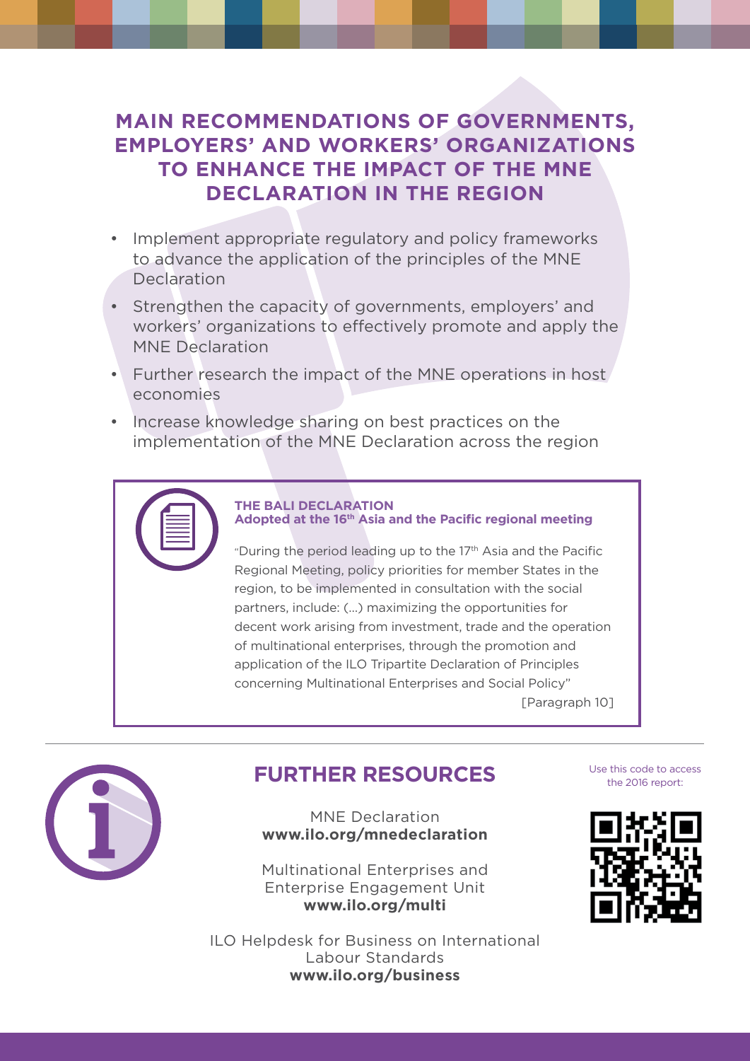## MAIN RECOMMENDATIONS OF GOVERNMENTS, EMPLOYERS' AND WORKERS' ORGANIZATIONS TO ENHANCE THE IMPACT OF THE MNE DECLARATION IN THE REGION

- Implement appropriate regulatory and policy frameworks to advance the application of the principles of the MNE Declaration
- Strengthen the capacity of governments, employers' and workers' organizations to effectively promote and apply the MNE Declaration
- Further research the impact of the MNE operations in host economies
- Increase knowledge sharing on best practices on the implementation of the MNE Declaration across the region

**THE BALI DECLARATION**
**Adopted at the 16th Asia and the Pacific regional meeting**

"During the period leading up to the 17th Asia and the Pacific Regional Meeting, policy priorities for member States in the region, to be implemented in consultation with the social partners, include: (...) maximizing the opportunities for decent work arising from investment, trade and the operation of multinational enterprises, through the promotion and application of the ILO Tripartite Declaration of Principles concerning Multinational Enterprises and Social Policy"

[Paragraph 10]

## FURTHER RESOURCES

MNE Declaration
**www.ilo.org/mnedeclaration**

Multinational Enterprises and Enterprise Engagement Unit
**www.ilo.org/multi**

ILO Helpdesk for Business on International Labour Standards
**www.ilo.org/business**

Use this code to access the 2016 report: